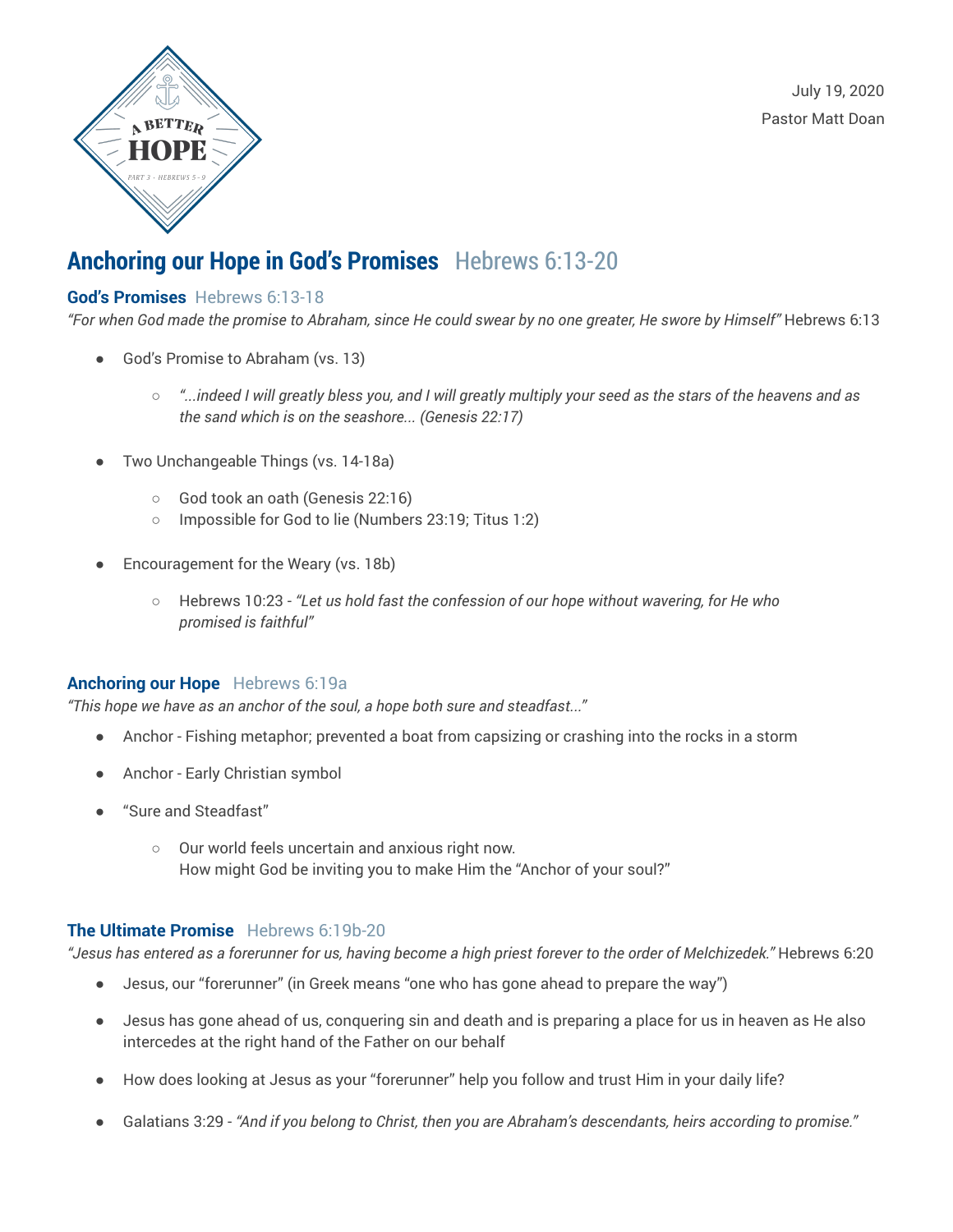A BETTER HOPE

PART 3 - HEBREWS 5 - 9

July 19, 2020
Pastor Matt Doan

# Anchoring our Hope in God's Promises Hebrews 6:13-20

## God's Promises Hebrews 6:13-18

*"For when God made the promise to Abraham, since He could swear by no one greater, He swore by Himself"* Hebrews 6:13

- God's Promise to Abraham (vs. 13)
    - *"...indeed I will greatly bless you, and I will greatly multiply your seed as the stars of the heavens and as the sand which is on the seashore... (Genesis 22:17)*
- Two Unchangeable Things (vs. 14-18a)
    - God took an oath (Genesis 22:16)
    - Impossible for God to lie (Numbers 23:19; Titus 1:2)
- Encouragement for the Weary (vs. 18b)
    - Hebrews 10:23 - *"Let us hold fast the confession of our hope without wavering, for He who promised is faithful"*

## Anchoring our Hope Hebrews 6:19a

*"This hope we have as an anchor of the soul, a hope both sure and steadfast..."*

- Anchor - Fishing metaphor; prevented a boat from capsizing or crashing into the rocks in a storm
- Anchor - Early Christian symbol
- "Sure and Steadfast"
    - Our world feels uncertain and anxious right now.
      How might God be inviting you to make Him the "Anchor of your soul?"

## The Ultimate Promise Hebrews 6:19b-20

*"Jesus has entered as a forerunner for us, having become a high priest forever to the order of Melchizedek."* Hebrews 6:20

- Jesus, our "forerunner" (in Greek means "one who has gone ahead to prepare the way")
- Jesus has gone ahead of us, conquering sin and death and is preparing a place for us in heaven as He also intercedes at the right hand of the Father on our behalf
- How does looking at Jesus as your "forerunner" help you follow and trust Him in your daily life?
- Galatians 3:29 - *"And if you belong to Christ, then you are Abraham's descendants, heirs according to promise."*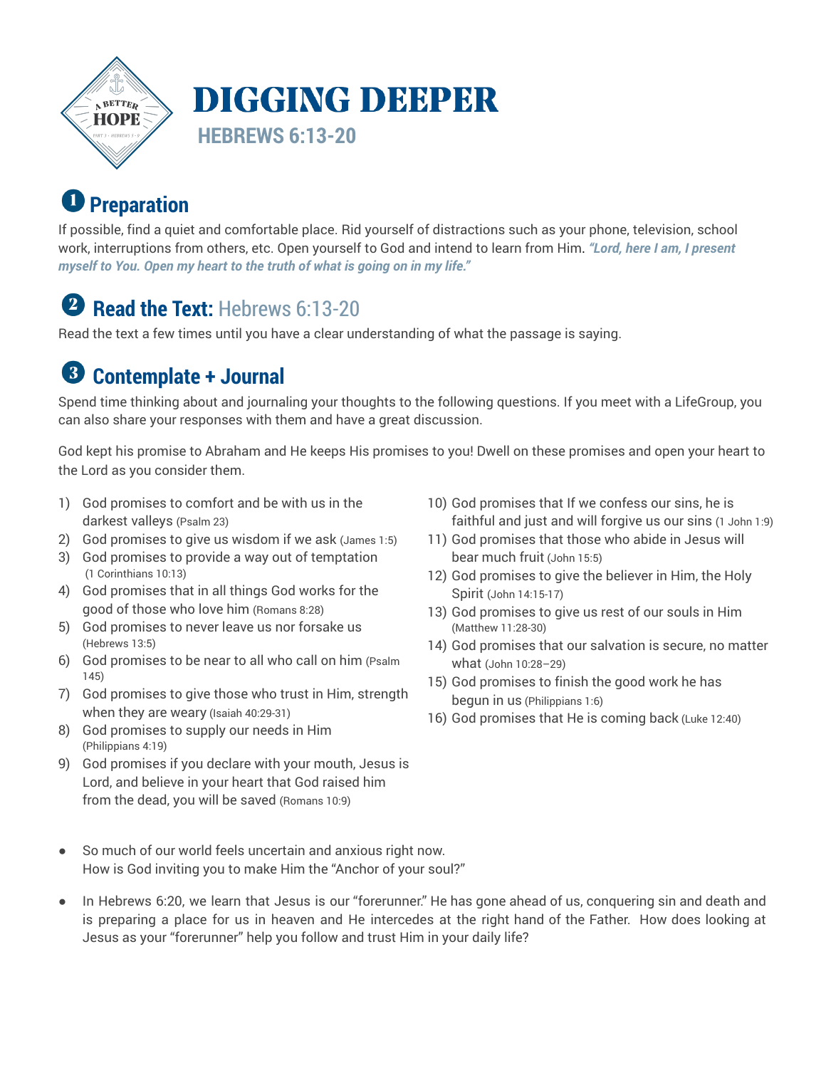# DIGGING DEEPER

## HEBREWS 6:13-20

## 1 Preparation

If possible, find a quiet and comfortable place. Rid yourself of distractions such as your phone, television, school work, interruptions from others, etc. Open yourself to God and intend to learn from Him. ***"Lord, here I am, I present myself to You. Open my heart to the truth of what is going on in my life."***

## 2 Read the Text: Hebrews 6:13-20

Read the text a few times until you have a clear understanding of what the passage is saying.

## 3 Contemplate + Journal

Spend time thinking about and journaling your thoughts to the following questions. If you meet with a LifeGroup, you can also share your responses with them and have a great discussion.

God kept his promise to Abraham and He keeps His promises to you! Dwell on these promises and open your heart to the Lord as you consider them.

1) God promises to comfort and be with us in the darkest valleys (Psalm 23)
2) God promises to give us wisdom if we ask (James 1:5)
3) God promises to provide a way out of temptation (1 Corinthians 10:13)
4) God promises that in all things God works for the good of those who love him (Romans 8:28)
5) God promises to never leave us nor forsake us (Hebrews 13:5)
6) God promises to be near to all who call on him (Psalm 145)
7) God promises to give those who trust in Him, strength when they are weary (Isaiah 40:29-31)
8) God promises to supply our needs in Him (Philippians 4:19)
9) God promises if you declare with your mouth, Jesus is Lord, and believe in your heart that God raised him from the dead, you will be saved (Romans 10:9)
10) God promises that If we confess our sins, he is faithful and just and will forgive us our sins (1 John 1:9)
11) God promises that those who abide in Jesus will bear much fruit (John 15:5)
12) God promises to give the believer in Him, the Holy Spirit (John 14:15-17)
13) God promises to give us rest of our souls in Him (Matthew 11:28-30)
14) God promises that our salvation is secure, no matter what (John 10:28–29)
15) God promises to finish the good work he has begun in us (Philippians 1:6)
16) God promises that He is coming back (Luke 12:40)

- So much of our world feels uncertain and anxious right now. How is God inviting you to make Him the "Anchor of your soul?"
- In Hebrews 6:20, we learn that Jesus is our "forerunner." He has gone ahead of us, conquering sin and death and is preparing a place for us in heaven and He intercedes at the right hand of the Father. How does looking at Jesus as your "forerunner" help you follow and trust Him in your daily life?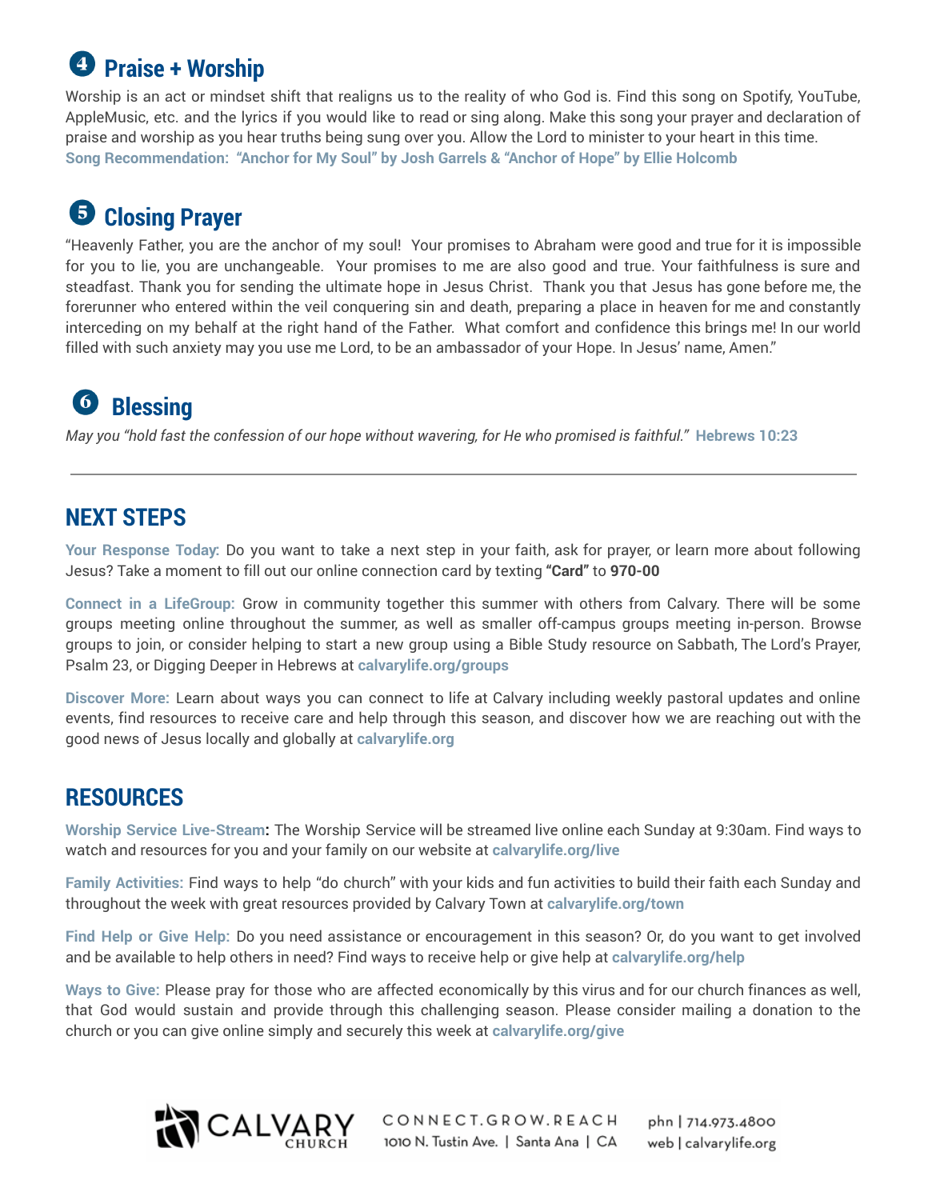## ❹ Praise + Worship

Worship is an act or mindset shift that realigns us to the reality of who God is. Find this song on Spotify, YouTube, AppleMusic, etc. and the lyrics if you would like to read or sing along. Make this song your prayer and declaration of praise and worship as you hear truths being sung over you. Allow the Lord to minister to your heart in this time.

**Song Recommendation: "Anchor for My Soul" by Josh Garrels & "Anchor of Hope" by Ellie Holcomb**

## ❺ Closing Prayer

"Heavenly Father, you are the anchor of my soul! Your promises to Abraham were good and true for it is impossible for you to lie, you are unchangeable. Your promises to me are also good and true. Your faithfulness is sure and steadfast. Thank you for sending the ultimate hope in Jesus Christ. Thank you that Jesus has gone before me, the forerunner who entered within the veil conquering sin and death, preparing a place in heaven for me and constantly interceding on my behalf at the right hand of the Father. What comfort and confidence this brings me! In our world filled with such anxiety may you use me Lord, to be an ambassador of your Hope. In Jesus' name, Amen."

## ❻ Blessing

*May you "hold fast the confession of our hope without wavering, for He who promised is faithful."* **Hebrews 10:23**

---

## NEXT STEPS

**Your Response Today:** Do you want to take a next step in your faith, ask for prayer, or learn more about following Jesus? Take a moment to fill out our online connection card by texting **"Card"** to **970-00**

**Connect in a LifeGroup:** Grow in community together this summer with others from Calvary. There will be some groups meeting online throughout the summer, as well as smaller off-campus groups meeting in-person. Browse groups to join, or consider helping to start a new group using a Bible Study resource on Sabbath, The Lord's Prayer, Psalm 23, or Digging Deeper in Hebrews at **calvarylife.org/groups**

**Discover More:** Learn about ways you can connect to life at Calvary including weekly pastoral updates and online events, find resources to receive care and help through this season, and discover how we are reaching out with the good news of Jesus locally and globally at **calvarylife.org**

## RESOURCES

**Worship Service Live-Stream:** The Worship Service will be streamed live online each Sunday at 9:30am. Find ways to watch and resources for you and your family on our website at **calvarylife.org/live**

**Family Activities:** Find ways to help "do church" with your kids and fun activities to build their faith each Sunday and throughout the week with great resources provided by Calvary Town at **calvarylife.org/town**

**Find Help or Give Help:** Do you need assistance or encouragement in this season? Or, do you want to get involved and be available to help others in need? Find ways to receive help or give help at **calvarylife.org/help**

**Ways to Give:** Please pray for those who are affected economically by this virus and for our church finances as well, that God would sustain and provide through this challenging season. Please consider mailing a donation to the church or you can give online simply and securely this week at **calvarylife.org/give**

CALVARY CHURCH

CONNECT.GROW.REACH
1010 N. Tustin Ave. | Santa Ana | CA

phn | 714.973.4800
web | calvarylife.org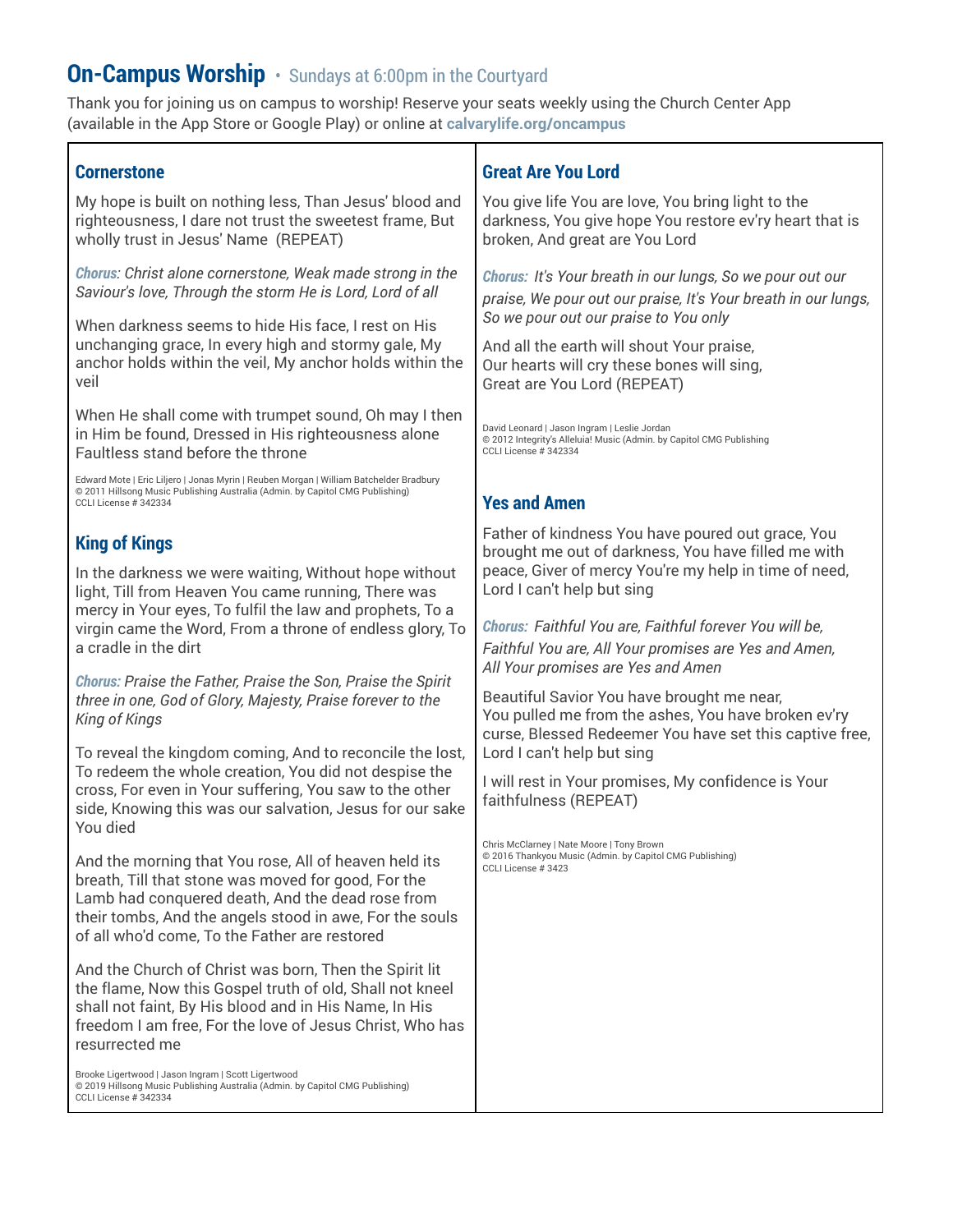## On-Campus Worship • Sundays at 6:00pm in the Courtyard

Thank you for joining us on campus to worship! Reserve your seats weekly using the Church Center App (available in the App Store or Google Play) or online at **calvarylife.org/oncampus**

### Cornerstone

My hope is built on nothing less, Than Jesus' blood and righteousness, I dare not trust the sweetest frame, But wholly trust in Jesus' Name (REPEAT)

***Chorus:*** *Christ alone cornerstone, Weak made strong in the Saviour's love, Through the storm He is Lord, Lord of all*

When darkness seems to hide His face, I rest on His unchanging grace, In every high and stormy gale, My anchor holds within the veil, My anchor holds within the veil

When He shall come with trumpet sound, Oh may I then in Him be found, Dressed in His righteousness alone Faultless stand before the throne

Edward Mote | Eric Liljero | Jonas Myrin | Reuben Morgan | William Batchelder Bradbury
© 2011 Hillsong Music Publishing Australia (Admin. by Capitol CMG Publishing)
CCLI License # 342334

### King of Kings

In the darkness we were waiting, Without hope without light, Till from Heaven You came running, There was mercy in Your eyes, To fulfil the law and prophets, To a virgin came the Word, From a throne of endless glory, To a cradle in the dirt

***Chorus:*** *Praise the Father, Praise the Son, Praise the Spirit three in one, God of Glory, Majesty, Praise forever to the King of Kings*

To reveal the kingdom coming, And to reconcile the lost, To redeem the whole creation, You did not despise the cross, For even in Your suffering, You saw to the other side, Knowing this was our salvation, Jesus for our sake You died

And the morning that You rose, All of heaven held its breath, Till that stone was moved for good, For the Lamb had conquered death, And the dead rose from their tombs, And the angels stood in awe, For the souls of all who'd come, To the Father are restored

And the Church of Christ was born, Then the Spirit lit the flame, Now this Gospel truth of old, Shall not kneel shall not faint, By His blood and in His Name, In His freedom I am free, For the love of Jesus Christ, Who has resurrected me

Brooke Ligertwood | Jason Ingram | Scott Ligertwood
© 2019 Hillsong Music Publishing Australia (Admin. by Capitol CMG Publishing)
CCLI License # 342334

### Great Are You Lord

You give life You are love, You bring light to the darkness, You give hope You restore ev'ry heart that is broken, And great are You Lord

***Chorus:*** *It's Your breath in our lungs, So we pour out our praise, We pour out our praise, It's Your breath in our lungs, So we pour out our praise to You only*

And all the earth will shout Your praise,
Our hearts will cry these bones will sing,
Great are You Lord (REPEAT)

David Leonard | Jason Ingram | Leslie Jordan
© 2012 Integrity's Alleluia! Music (Admin. by Capitol CMG Publishing
CCLI License # 342334

### Yes and Amen

Father of kindness You have poured out grace, You brought me out of darkness, You have filled me with peace, Giver of mercy You're my help in time of need, Lord I can't help but sing

***Chorus:*** *Faithful You are, Faithful forever You will be, Faithful You are, All Your promises are Yes and Amen, All Your promises are Yes and Amen*

Beautiful Savior You have brought me near,
You pulled me from the ashes, You have broken ev'ry curse, Blessed Redeemer You have set this captive free, Lord I can't help but sing

I will rest in Your promises, My confidence is Your faithfulness (REPEAT)

Chris McClarney | Nate Moore | Tony Brown
© 2016 Thankyou Music (Admin. by Capitol CMG Publishing)
CCLI License # 3423